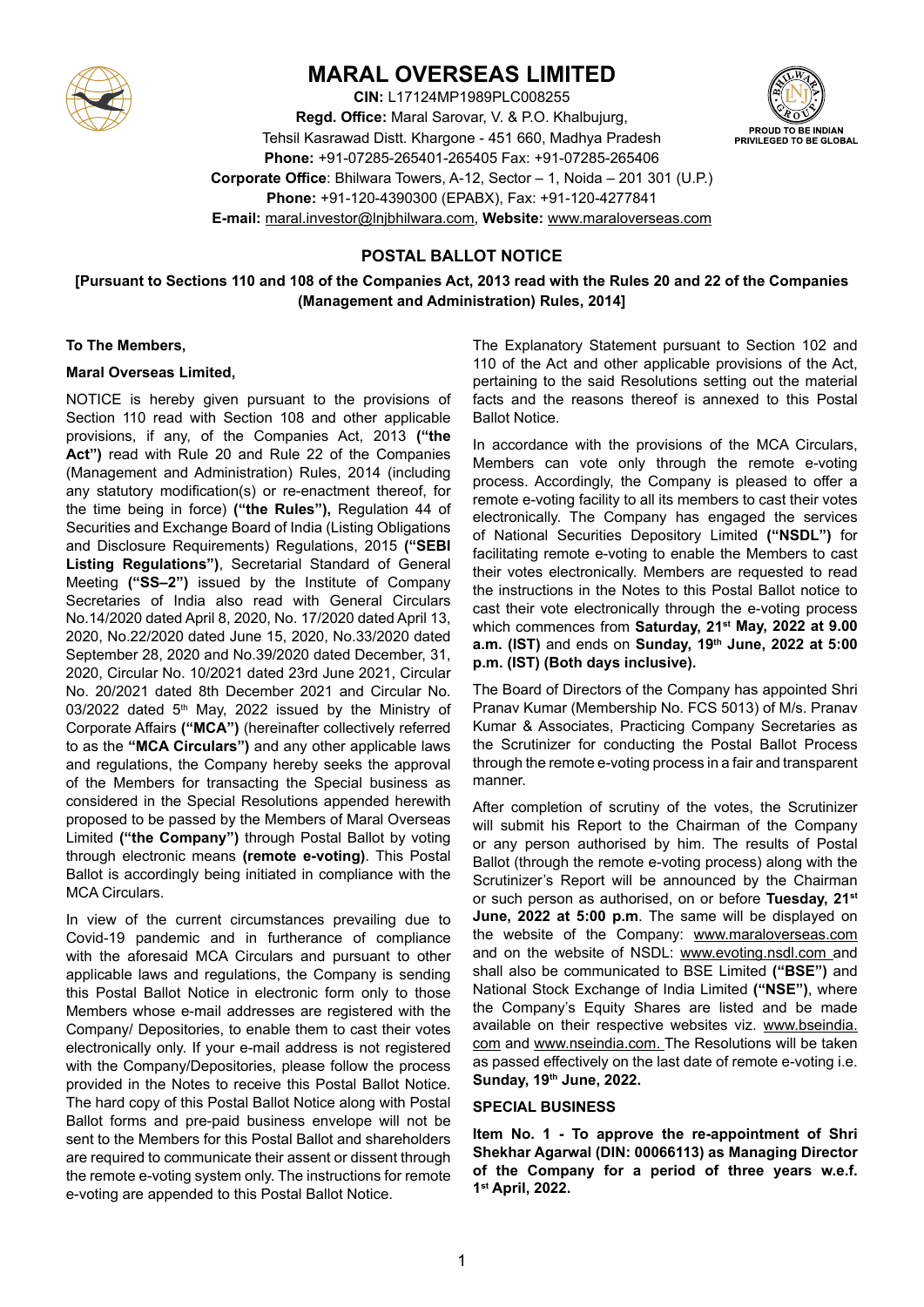# MARAL OVERSEAS LIMITED

**CIN:** L17124MP1989PLC008255

**Regd. Office:** Maral Sarovar, V. & P.O. Khalbujurg, Tehsil Kasrawad Distt. Khargone - 451 660, Madhya Pradesh

**Phone:** +91-07285-265401-265405 Fax: +91-07285-265406

**Corporate Office**: Bhilwara Towers, A-12, Sector – 1, Noida – 201 301 (U.P.)

**Phone:** +91-120-4390300 (EPABX), Fax: +91-120-4277841

**E-mail:** maral.investor@lnjbhilwara.com, **Website:** www.maraloverseas.com

PROUD TO BE INDIAN
PRIVILEGED TO BE GLOBAL

## POSTAL BALLOT NOTICE

**[Pursuant to Sections 110 and 108 of the Companies Act, 2013 read with the Rules 20 and 22 of the Companies (Management and Administration) Rules, 2014]**

**To The Members,**

**Maral Overseas Limited,**

NOTICE is hereby given pursuant to the provisions of Section 110 read with Section 108 and other applicable provisions, if any, of the Companies Act, 2013 **("the Act")** read with Rule 20 and Rule 22 of the Companies (Management and Administration) Rules, 2014 (including any statutory modification(s) or re-enactment thereof, for the time being in force) **("the Rules"),** Regulation 44 of Securities and Exchange Board of India (Listing Obligations and Disclosure Requirements) Regulations, 2015 **("SEBI Listing Regulations")**, Secretarial Standard of General Meeting **("SS–2")** issued by the Institute of Company Secretaries of India also read with General Circulars No.14/2020 dated April 8, 2020, No. 17/2020 dated April 13, 2020, No.22/2020 dated June 15, 2020, No.33/2020 dated September 28, 2020 and No.39/2020 dated December, 31, 2020, Circular No. 10/2021 dated 23rd June 2021, Circular No. 20/2021 dated 8th December 2021 and Circular No. 03/2022 dated 5th May, 2022 issued by the Ministry of Corporate Affairs **("MCA")** (hereinafter collectively referred to as the **"MCA Circulars")** and any other applicable laws and regulations, the Company hereby seeks the approval of the Members for transacting the Special business as considered in the Special Resolutions appended herewith proposed to be passed by the Members of Maral Overseas Limited **("the Company")** through Postal Ballot by voting through electronic means **(remote e-voting)**. This Postal Ballot is accordingly being initiated in compliance with the MCA Circulars.

In view of the current circumstances prevailing due to Covid-19 pandemic and in furtherance of compliance with the aforesaid MCA Circulars and pursuant to other applicable laws and regulations, the Company is sending this Postal Ballot Notice in electronic form only to those Members whose e-mail addresses are registered with the Company/ Depositories, to enable them to cast their votes electronically only. If your e-mail address is not registered with the Company/Depositories, please follow the process provided in the Notes to receive this Postal Ballot Notice. The hard copy of this Postal Ballot Notice along with Postal Ballot forms and pre-paid business envelope will not be sent to the Members for this Postal Ballot and shareholders are required to communicate their assent or dissent through the remote e-voting system only. The instructions for remote e-voting are appended to this Postal Ballot Notice.

The Explanatory Statement pursuant to Section 102 and 110 of the Act and other applicable provisions of the Act, pertaining to the said Resolutions setting out the material facts and the reasons thereof is annexed to this Postal Ballot Notice.

In accordance with the provisions of the MCA Circulars, Members can vote only through the remote e-voting process. Accordingly, the Company is pleased to offer a remote e-voting facility to all its members to cast their votes electronically. The Company has engaged the services of National Securities Depository Limited **("NSDL")** for facilitating remote e-voting to enable the Members to cast their votes electronically. Members are requested to read the instructions in the Notes to this Postal Ballot notice to cast their vote electronically through the e-voting process which commences from **Saturday, 21st May, 2022 at 9.00 a.m. (IST)** and ends on **Sunday, 19th June, 2022 at 5:00 p.m. (IST) (Both days inclusive).**

The Board of Directors of the Company has appointed Shri Pranav Kumar (Membership No. FCS 5013) of M/s. Pranav Kumar & Associates, Practicing Company Secretaries as the Scrutinizer for conducting the Postal Ballot Process through the remote e-voting process in a fair and transparent manner.

After completion of scrutiny of the votes, the Scrutinizer will submit his Report to the Chairman of the Company or any person authorised by him. The results of Postal Ballot (through the remote e-voting process) along with the Scrutinizer's Report will be announced by the Chairman or such person as authorised, on or before **Tuesday, 21st June, 2022 at 5:00 p.m**. The same will be displayed on the website of the Company: www.maraloverseas.com and on the website of NSDL: www.evoting.nsdl.com and shall also be communicated to BSE Limited **("BSE")** and National Stock Exchange of India Limited **("NSE")**, where the Company's Equity Shares are listed and be made available on their respective websites viz. www.bseindia.com and www.nseindia.com. The Resolutions will be taken as passed effectively on the last date of remote e-voting i.e. **Sunday, 19th June, 2022.**

### SPECIAL BUSINESS

**Item No. 1 - To approve the re-appointment of Shri Shekhar Agarwal (DIN: 00066113) as Managing Director of the Company for a period of three years w.e.f. 1st April, 2022.**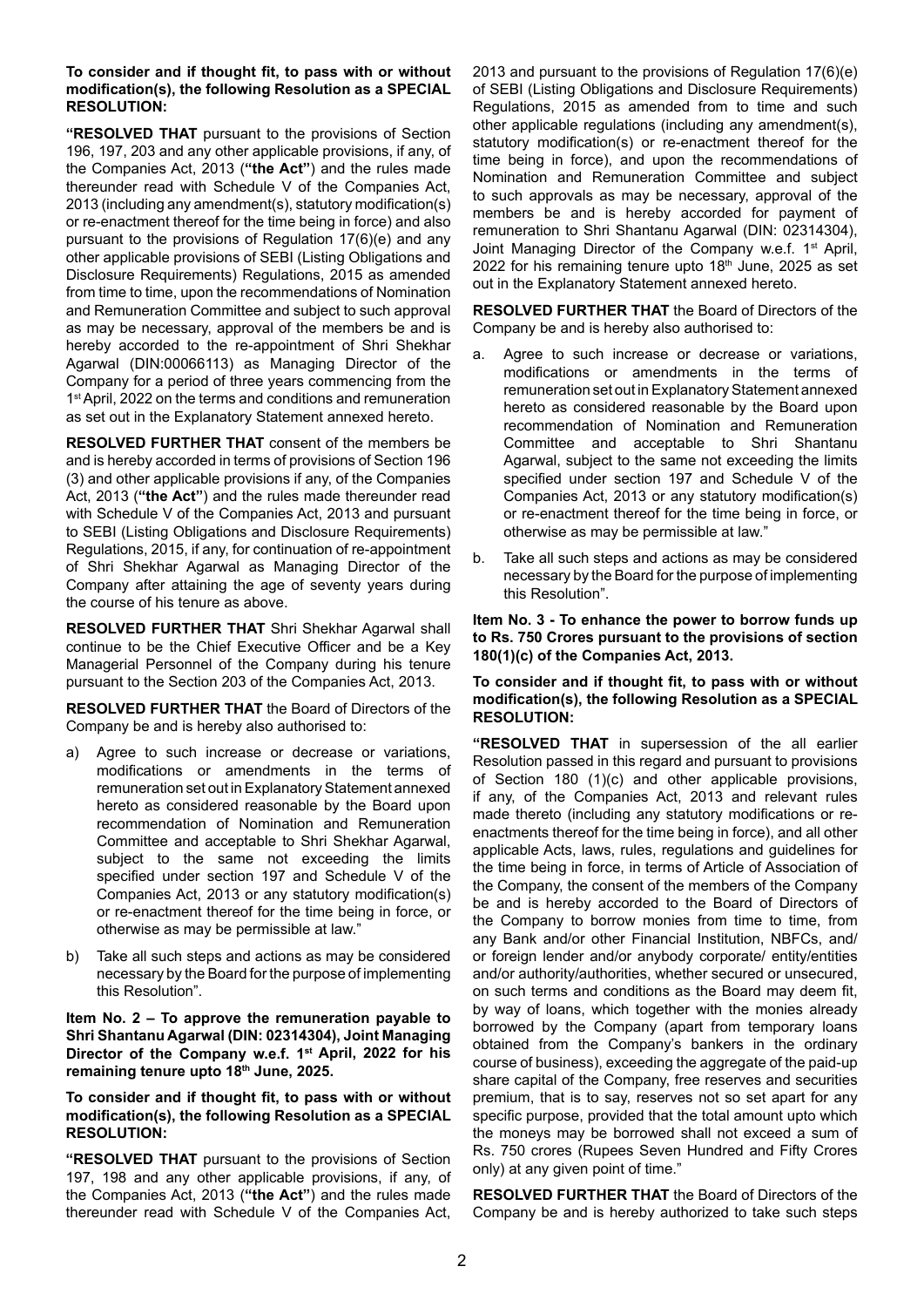**To consider and if thought fit, to pass with or without modification(s), the following Resolution as a SPECIAL RESOLUTION:**

**"RESOLVED THAT** pursuant to the provisions of Section 196, 197, 203 and any other applicable provisions, if any, of the Companies Act, 2013 (**"the Act"**) and the rules made thereunder read with Schedule V of the Companies Act, 2013 (including any amendment(s), statutory modification(s) or re-enactment thereof for the time being in force) and also pursuant to the provisions of Regulation 17(6)(e) and any other applicable provisions of SEBI (Listing Obligations and Disclosure Requirements) Regulations, 2015 as amended from time to time, upon the recommendations of Nomination and Remuneration Committee and subject to such approval as may be necessary, approval of the members be and is hereby accorded to the re-appointment of Shri Shekhar Agarwal (DIN:00066113) as Managing Director of the Company for a period of three years commencing from the 1st April, 2022 on the terms and conditions and remuneration as set out in the Explanatory Statement annexed hereto.

**RESOLVED FURTHER THAT** consent of the members be and is hereby accorded in terms of provisions of Section 196 (3) and other applicable provisions if any, of the Companies Act, 2013 (**"the Act"**) and the rules made thereunder read with Schedule V of the Companies Act, 2013 and pursuant to SEBI (Listing Obligations and Disclosure Requirements) Regulations, 2015, if any, for continuation of re-appointment of Shri Shekhar Agarwal as Managing Director of the Company after attaining the age of seventy years during the course of his tenure as above.

**RESOLVED FURTHER THAT** Shri Shekhar Agarwal shall continue to be the Chief Executive Officer and be a Key Managerial Personnel of the Company during his tenure pursuant to the Section 203 of the Companies Act, 2013.

**RESOLVED FURTHER THAT** the Board of Directors of the Company be and is hereby also authorised to:

a) Agree to such increase or decrease or variations, modifications or amendments in the terms of remuneration set out in Explanatory Statement annexed hereto as considered reasonable by the Board upon recommendation of Nomination and Remuneration Committee and acceptable to Shri Shekhar Agarwal, subject to the same not exceeding the limits specified under section 197 and Schedule V of the Companies Act, 2013 or any statutory modification(s) or re-enactment thereof for the time being in force, or otherwise as may be permissible at law."

b) Take all such steps and actions as may be considered necessary by the Board for the purpose of implementing this Resolution".

**Item No. 2 – To approve the remuneration payable to Shri Shantanu Agarwal (DIN: 02314304), Joint Managing Director of the Company w.e.f. 1st April, 2022 for his remaining tenure upto 18th June, 2025.**

**To consider and if thought fit, to pass with or without modification(s), the following Resolution as a SPECIAL RESOLUTION:**

**"RESOLVED THAT** pursuant to the provisions of Section 197, 198 and any other applicable provisions, if any, of the Companies Act, 2013 (**"the Act"**) and the rules made thereunder read with Schedule V of the Companies Act, 2013 and pursuant to the provisions of Regulation 17(6)(e) of SEBI (Listing Obligations and Disclosure Requirements) Regulations, 2015 as amended from to time and such other applicable regulations (including any amendment(s), statutory modification(s) or re-enactment thereof for the time being in force), and upon the recommendations of Nomination and Remuneration Committee and subject to such approvals as may be necessary, approval of the members be and is hereby accorded for payment of remuneration to Shri Shantanu Agarwal (DIN: 02314304), Joint Managing Director of the Company w.e.f. 1st April, 2022 for his remaining tenure upto 18th June, 2025 as set out in the Explanatory Statement annexed hereto.

**RESOLVED FURTHER THAT** the Board of Directors of the Company be and is hereby also authorised to:

a. Agree to such increase or decrease or variations, modifications or amendments in the terms of remuneration set out in Explanatory Statement annexed hereto as considered reasonable by the Board upon recommendation of Nomination and Remuneration Committee and acceptable to Shri Shantanu Agarwal, subject to the same not exceeding the limits specified under section 197 and Schedule V of the Companies Act, 2013 or any statutory modification(s) or re-enactment thereof for the time being in force, or otherwise as may be permissible at law."

b. Take all such steps and actions as may be considered necessary by the Board for the purpose of implementing this Resolution".

**Item No. 3 - To enhance the power to borrow funds up to Rs. 750 Crores pursuant to the provisions of section 180(1)(c) of the Companies Act, 2013.**

**To consider and if thought fit, to pass with or without modification(s), the following Resolution as a SPECIAL RESOLUTION:**

**"RESOLVED THAT** in supersession of the all earlier Resolution passed in this regard and pursuant to provisions of Section 180 (1)(c) and other applicable provisions, if any, of the Companies Act, 2013 and relevant rules made thereto (including any statutory modifications or re-enactments thereof for the time being in force), and all other applicable Acts, laws, rules, regulations and guidelines for the time being in force, in terms of Article of Association of the Company, the consent of the members of the Company be and is hereby accorded to the Board of Directors of the Company to borrow monies from time to time, from any Bank and/or other Financial Institution, NBFCs, and/ or foreign lender and/or anybody corporate/ entity/entities and/or authority/authorities, whether secured or unsecured, on such terms and conditions as the Board may deem fit, by way of loans, which together with the monies already borrowed by the Company (apart from temporary loans obtained from the Company's bankers in the ordinary course of business), exceeding the aggregate of the paid-up share capital of the Company, free reserves and securities premium, that is to say, reserves not so set apart for any specific purpose, provided that the total amount upto which the moneys may be borrowed shall not exceed a sum of Rs. 750 crores (Rupees Seven Hundred and Fifty Crores only) at any given point of time."

**RESOLVED FURTHER THAT** the Board of Directors of the Company be and is hereby authorized to take such steps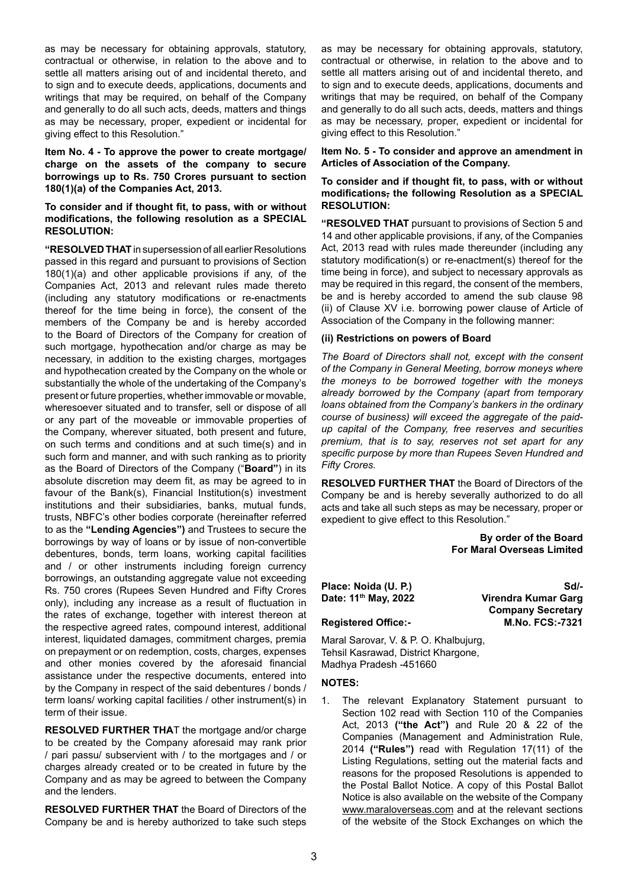as may be necessary for obtaining approvals, statutory, contractual or otherwise, in relation to the above and to settle all matters arising out of and incidental thereto, and to sign and to execute deeds, applications, documents and writings that may be required, on behalf of the Company and generally to do all such acts, deeds, matters and things as may be necessary, proper, expedient or incidental for giving effect to this Resolution."

**Item No. 4 - To approve the power to create mortgage/ charge on the assets of the company to secure borrowings up to Rs. 750 Crores pursuant to section 180(1)(a) of the Companies Act, 2013.**

**To consider and if thought fit, to pass, with or without modifications, the following resolution as a SPECIAL RESOLUTION:**

**"RESOLVED THAT** in supersession of all earlier Resolutions passed in this regard and pursuant to provisions of Section 180(1)(a) and other applicable provisions if any, of the Companies Act, 2013 and relevant rules made thereto (including any statutory modifications or re-enactments thereof for the time being in force), the consent of the members of the Company be and is hereby accorded to the Board of Directors of the Company for creation of such mortgage, hypothecation and/or charge as may be necessary, in addition to the existing charges, mortgages and hypothecation created by the Company on the whole or substantially the whole of the undertaking of the Company's present or future properties, whether immovable or movable, wheresoever situated and to transfer, sell or dispose of all or any part of the moveable or immovable properties of the Company, wherever situated, both present and future, on such terms and conditions and at such time(s) and in such form and manner, and with such ranking as to priority as the Board of Directors of the Company ("**Board"**) in its absolute discretion may deem fit, as may be agreed to in favour of the Bank(s), Financial Institution(s) investment institutions and their subsidiaries, banks, mutual funds, trusts, NBFC's other bodies corporate (hereinafter referred to as the **"Lending Agencies")** and Trustees to secure the borrowings by way of loans or by issue of non-convertible debentures, bonds, term loans, working capital facilities and / or other instruments including foreign currency borrowings, an outstanding aggregate value not exceeding Rs. 750 crores (Rupees Seven Hundred and Fifty Crores only), including any increase as a result of fluctuation in the rates of exchange, together with interest thereon at the respective agreed rates, compound interest, additional interest, liquidated damages, commitment charges, premia on prepayment or on redemption, costs, charges, expenses and other monies covered by the aforesaid financial assistance under the respective documents, entered into by the Company in respect of the said debentures / bonds / term loans/ working capital facilities / other instrument(s) in term of their issue.

**RESOLVED FURTHER THA**T the mortgage and/or charge to be created by the Company aforesaid may rank prior / pari passu/ subservient with / to the mortgages and / or charges already created or to be created in future by the Company and as may be agreed to between the Company and the lenders.

**RESOLVED FURTHER THAT** the Board of Directors of the Company be and is hereby authorized to take such steps as may be necessary for obtaining approvals, statutory, contractual or otherwise, in relation to the above and to settle all matters arising out of and incidental thereto, and to sign and to execute deeds, applications, documents and writings that may be required, on behalf of the Company and generally to do all such acts, deeds, matters and things as may be necessary, proper, expedient or incidental for giving effect to this Resolution."

**Item No. 5 - To consider and approve an amendment in Articles of Association of the Company.**

**To consider and if thought fit, to pass, with or without modifications, the following Resolution as a SPECIAL RESOLUTION:**

**"RESOLVED THAT** pursuant to provisions of Section 5 and 14 and other applicable provisions, if any, of the Companies Act, 2013 read with rules made thereunder (including any statutory modification(s) or re-enactment(s) thereof for the time being in force), and subject to necessary approvals as may be required in this regard, the consent of the members, be and is hereby accorded to amend the sub clause 98 (ii) of Clause XV i.e. borrowing power clause of Article of Association of the Company in the following manner:

**(ii) Restrictions on powers of Board**

*The Board of Directors shall not, except with the consent of the Company in General Meeting, borrow moneys where the moneys to be borrowed together with the moneys already borrowed by the Company (apart from temporary loans obtained from the Company's bankers in the ordinary course of business) will exceed the aggregate of the paid-up capital of the Company, free reserves and securities premium, that is to say, reserves not set apart for any specific purpose by more than Rupees Seven Hundred and Fifty Crores.*

**RESOLVED FURTHER THAT** the Board of Directors of the Company be and is hereby severally authorized to do all acts and take all such steps as may be necessary, proper or expedient to give effect to this Resolution."

**By order of the Board**
**For Maral Overseas Limited**

**Place: Noida (U. P.)**
**Date: 11th May, 2022**

**Sd/-**
**Virendra Kumar Garg**
**Company Secretary**
**M.No. FCS:-7321**

**Registered Office:-**

Maral Sarovar, V. & P. O. Khalbujurg,
Tehsil Kasrawad, District Khargone,
Madhya Pradesh -451660

**NOTES:**

1. The relevant Explanatory Statement pursuant to Section 102 read with Section 110 of the Companies Act, 2013 **("the Act")** and Rule 20 & 22 of the Companies (Management and Administration Rule, 2014 **("Rules")** read with Regulation 17(11) of the Listing Regulations, setting out the material facts and reasons for the proposed Resolutions is appended to the Postal Ballot Notice. A copy of this Postal Ballot Notice is also available on the website of the Company www.maraloverseas.com and at the relevant sections of the website of the Stock Exchanges on which the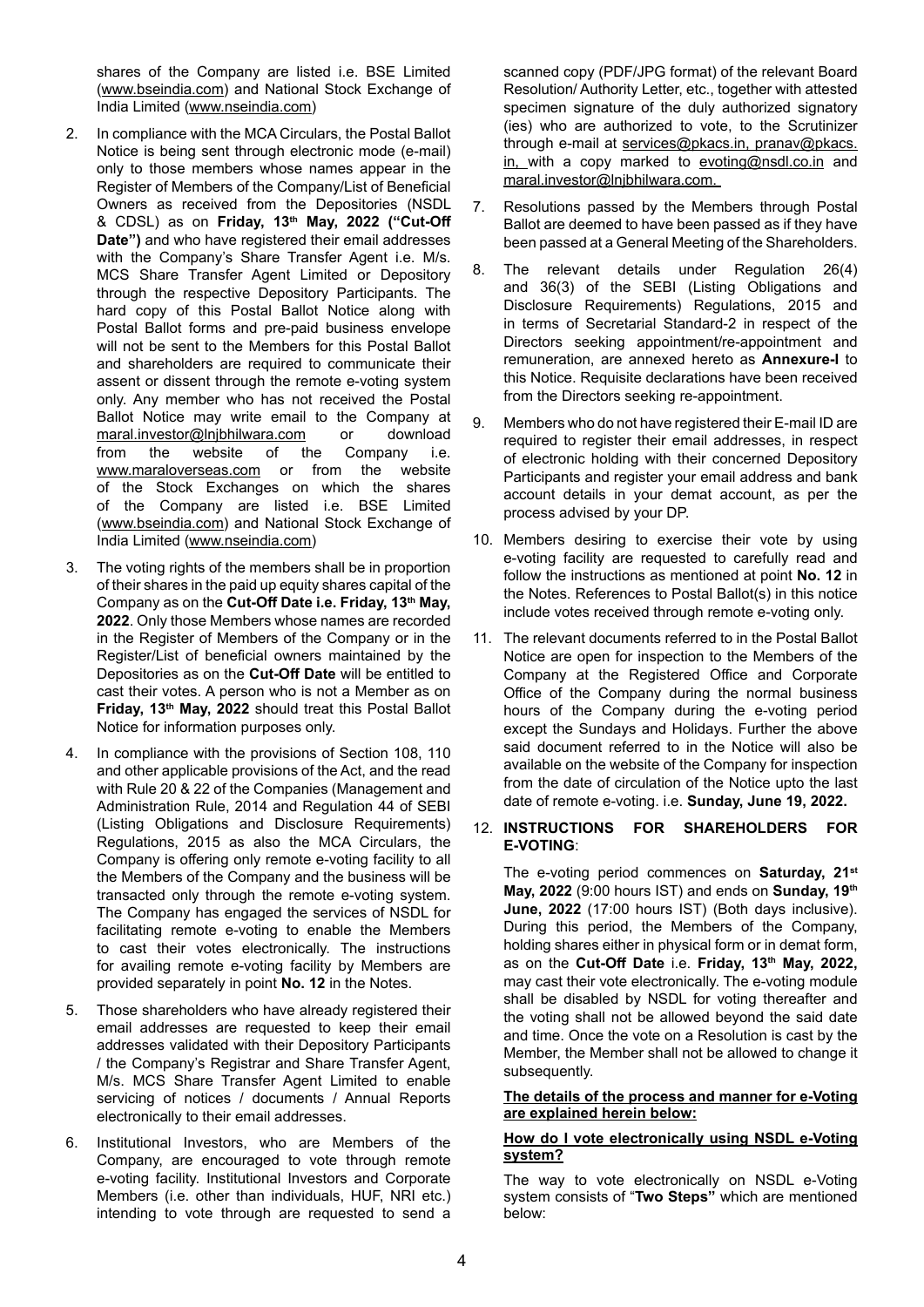shares of the Company are listed i.e. BSE Limited (www.bseindia.com) and National Stock Exchange of India Limited (www.nseindia.com)

2. In compliance with the MCA Circulars, the Postal Ballot Notice is being sent through electronic mode (e-mail) only to those members whose names appear in the Register of Members of the Company/List of Beneficial Owners as received from the Depositories (NSDL & CDSL) as on **Friday, 13th May, 2022 ("Cut-Off Date")** and who have registered their email addresses with the Company's Share Transfer Agent i.e. M/s. MCS Share Transfer Agent Limited or Depository through the respective Depository Participants. The hard copy of this Postal Ballot Notice along with Postal Ballot forms and pre-paid business envelope will not be sent to the Members for this Postal Ballot and shareholders are required to communicate their assent or dissent through the remote e-voting system only. Any member who has not received the Postal Ballot Notice may write email to the Company at maral.investor@lnjbhilwara.com or download from the website of the Company i.e. www.maraloverseas.com or from the website of the Stock Exchanges on which the shares of the Company are listed i.e. BSE Limited (www.bseindia.com) and National Stock Exchange of India Limited (www.nseindia.com)

3. The voting rights of the members shall be in proportion of their shares in the paid up equity shares capital of the Company as on the **Cut-Off Date i.e. Friday, 13th May, 2022**. Only those Members whose names are recorded in the Register of Members of the Company or in the Register/List of beneficial owners maintained by the Depositories as on the **Cut-Off Date** will be entitled to cast their votes. A person who is not a Member as on **Friday, 13th May, 2022** should treat this Postal Ballot Notice for information purposes only.

4. In compliance with the provisions of Section 108, 110 and other applicable provisions of the Act, and the read with Rule 20 & 22 of the Companies (Management and Administration Rule, 2014 and Regulation 44 of SEBI (Listing Obligations and Disclosure Requirements) Regulations, 2015 as also the MCA Circulars, the Company is offering only remote e-voting facility to all the Members of the Company and the business will be transacted only through the remote e-voting system. The Company has engaged the services of NSDL for facilitating remote e-voting to enable the Members to cast their votes electronically. The instructions for availing remote e-voting facility by Members are provided separately in point **No. 12** in the Notes.

5. Those shareholders who have already registered their email addresses are requested to keep their email addresses validated with their Depository Participants / the Company's Registrar and Share Transfer Agent, M/s. MCS Share Transfer Agent Limited to enable servicing of notices / documents / Annual Reports electronically to their email addresses.

6. Institutional Investors, who are Members of the Company, are encouraged to vote through remote e-voting facility. Institutional Investors and Corporate Members (i.e. other than individuals, HUF, NRI etc.) intending to vote through are requested to send a scanned copy (PDF/JPG format) of the relevant Board Resolution/ Authority Letter, etc., together with attested specimen signature of the duly authorized signatory (ies) who are authorized to vote, to the Scrutinizer through e-mail at services@pkacs.in, pranav@pkacs.in, with a copy marked to evoting@nsdl.co.in and maral.investor@lnjbhilwara.com.

7. Resolutions passed by the Members through Postal Ballot are deemed to have been passed as if they have been passed at a General Meeting of the Shareholders.

8. The relevant details under Regulation 26(4) and 36(3) of the SEBI (Listing Obligations and Disclosure Requirements) Regulations, 2015 and in terms of Secretarial Standard-2 in respect of the Directors seeking appointment/re-appointment and remuneration, are annexed hereto as **Annexure-I** to this Notice. Requisite declarations have been received from the Directors seeking re-appointment.

9. Members who do not have registered their E-mail ID are required to register their email addresses, in respect of electronic holding with their concerned Depository Participants and register your email address and bank account details in your demat account, as per the process advised by your DP.

10. Members desiring to exercise their vote by using e-voting facility are requested to carefully read and follow the instructions as mentioned at point **No. 12** in the Notes. References to Postal Ballot(s) in this notice include votes received through remote e-voting only.

11. The relevant documents referred to in the Postal Ballot Notice are open for inspection to the Members of the Company at the Registered Office and Corporate Office of the Company during the normal business hours of the Company during the e-voting period except the Sundays and Holidays. Further the above said document referred to in the Notice will also be available on the website of the Company for inspection from the date of circulation of the Notice upto the last date of remote e-voting. i.e. **Sunday, June 19, 2022.**

12. **INSTRUCTIONS FOR SHAREHOLDERS FOR E-VOTING**:

    The e-voting period commences on **Saturday, 21st May, 2022** (9:00 hours IST) and ends on **Sunday, 19th June, 2022** (17:00 hours IST) (Both days inclusive). During this period, the Members of the Company, holding shares either in physical form or in demat form, as on the **Cut-Off Date** i.e. **Friday, 13th May, 2022,** may cast their vote electronically. The e-voting module shall be disabled by NSDL for voting thereafter and the voting shall not be allowed beyond the said date and time. Once the vote on a Resolution is cast by the Member, the Member shall not be allowed to change it subsequently.

    **The details of the process and manner for e-Voting are explained herein below:**

    **How do I vote electronically using NSDL e-Voting system?**

    The way to vote electronically on NSDL e-Voting system consists of "**Two Steps"** which are mentioned below: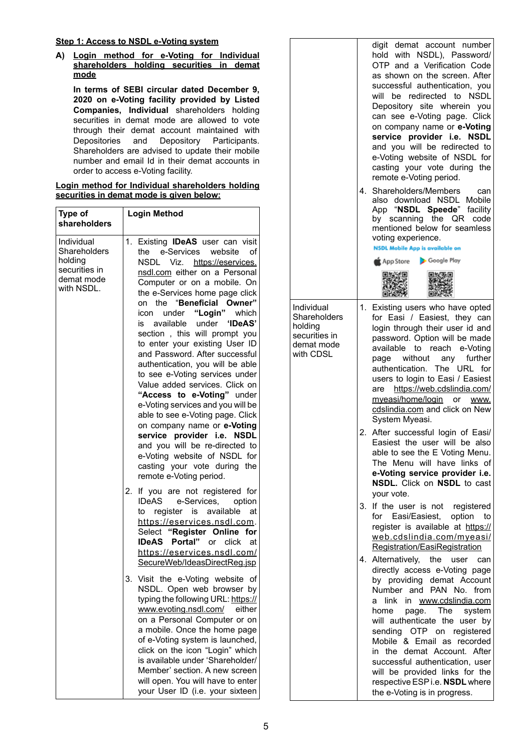**Step 1: Access to NSDL e-Voting system**

**A) Login method for e-Voting for Individual shareholders holding securities in demat mode**

**In terms of SEBI circular dated December 9, 2020 on e-Voting facility provided by Listed Companies, Individual** shareholders holding securities in demat mode are allowed to vote through their demat account maintained with Depositories and Depository Participants. Shareholders are advised to update their mobile number and email Id in their demat accounts in order to access e-Voting facility.

**Login method for Individual shareholders holding securities in demat mode is given below:**

| Type of shareholders | Login Method |
|---|---|
| Individual Shareholders holding securities in demat mode with NSDL. | 1. Existing **IDeAS** user can visit the e-Services website of NSDL Viz. https://eservices.nsdl.com either on a Personal Computer or on a mobile. On the e-Services home page click on the "**Beneficial Owner"** icon under **"Login"** which is available under **'IDeAS'** section , this will prompt you to enter your existing User ID and Password. After successful authentication, you will be able to see e-Voting services under Value added services. Click on **"Access to e-Voting"** under e-Voting services and you will be able to see e-Voting page. Click on company name or **e-Voting service provider i.e. NSDL** and you will be re-directed to e-Voting website of NSDL for casting your vote during the remote e-Voting period.<br>2. If you are not registered for IDeAS e-Services, option to register is available at https://eservices.nsdl.com. Select **"Register Online for IDeAS Portal"** or click at https://eservices.nsdl.com/SecureWeb/IdeasDirectReg.jsp<br>3. Visit the e-Voting website of NSDL. Open web browser by typing the following URL: https://www.evoting.nsdl.com/ either on a Personal Computer or on a mobile. Once the home page of e-Voting system is launched, click on the icon "Login" which is available under 'Shareholder/Member' section. A new screen will open. You will have to enter your User ID (i.e. your sixteen digit demat account number hold with NSDL), Password/OTP and a Verification Code as shown on the screen. After successful authentication, you will be redirected to NSDL Depository site wherein you can see e-Voting page. Click on company name or **e-Voting service provider i.e. NSDL** and you will be redirected to e-Voting website of NSDL for casting your vote during the remote e-Voting period.<br>4. Shareholders/Members can also download NSDL Mobile App "**NSDL Speede**" facility by scanning the QR code mentioned below for seamless voting experience.<br>NSDL Mobile App is available on<br>App Store Google Play |
| Individual Shareholders holding securities in demat mode with CDSL | 1. Existing users who have opted for Easi / Easiest, they can login through their user id and password. Option will be made available to reach e-Voting page without any further authentication. The URL for users to login to Easi / Easiest are https://web.cdslindia.com/myeasi/home/login or www.cdslindia.com and click on New System Myeasi.<br>2. After successful login of Easi/Easiest the user will be also able to see the E Voting Menu. The Menu will have links of **e-Voting service provider i.e. NSDL.** Click on **NSDL** to cast your vote.<br>3. If the user is not registered for Easi/Easiest, option to register is available at https://web.cdslindia.com/myeasi/Registration/EasiRegistration<br>4. Alternatively, the user can directly access e-Voting page by providing demat Account Number and PAN No. from a link in www.cdslindia.com home page. The system will authenticate the user by sending OTP on registered Mobile & Email as recorded in the demat Account. After successful authentication, user will be provided links for the respective ESP i.e. **NSDL** where the e-Voting is in progress. |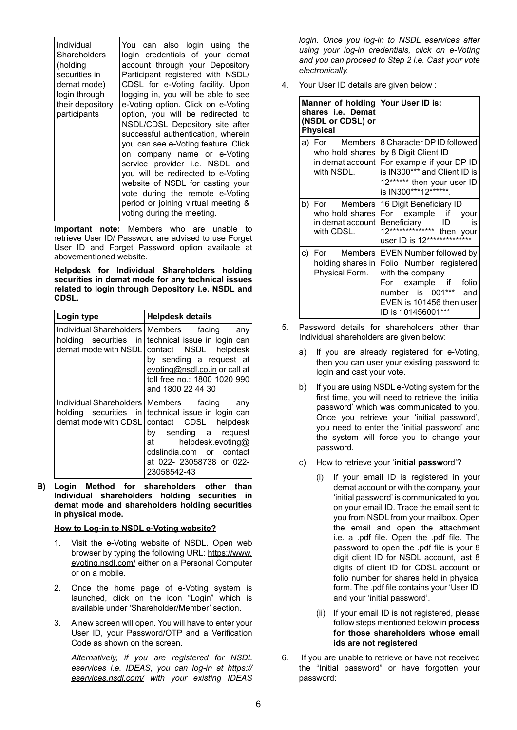| Individual Shareholders (holding securities in demat mode) login through their depository participants | You can also login using the login credentials of your demat account through your Depository Participant registered with NSDL/ CDSL for e-Voting facility. Upon logging in, you will be able to see e-Voting option. Click on e-Voting option, you will be redirected to NSDL/CDSL Depository site after successful authentication, wherein you can see e-Voting feature. Click on company name or e-Voting service provider i.e. NSDL and you will be redirected to e-Voting website of NSDL for casting your vote during the remote e-Voting period or joining virtual meeting & voting during the meeting. |
|---|---|

**Important note:** Members who are unable to retrieve User ID/ Password are advised to use Forget User ID and Forget Password option available at abovementioned website.

**Helpdesk for Individual Shareholders holding securities in demat mode for any technical issues related to login through Depository i.e. NSDL and CDSL.**

| Login type | Helpdesk details |
|---|---|
| Individual Shareholders holding securities in demat mode with NSDL | Members facing any technical issue in login can contact NSDL helpdesk by sending a request at evoting@nsdl.co.in or call at toll free no.: 1800 1020 990 and 1800 22 44 30 |
| Individual Shareholders holding securities in demat mode with CDSL | Members facing any technical issue in login can contact CDSL helpdesk by sending a request at helpdesk.evoting@cdslindia.com or contact at 022- 23058738 or 022-23058542-43 |

**B) Login Method for shareholders other than Individual shareholders holding securities in demat mode and shareholders holding securities in physical mode.**

**How to Log-in to NSDL e-Voting website?**

1. Visit the e-Voting website of NSDL. Open web browser by typing the following URL: https://www.evoting.nsdl.com/ either on a Personal Computer or on a mobile.

2. Once the home page of e-Voting system is launched, click on the icon "Login" which is available under 'Shareholder/Member' section.

3. A new screen will open. You will have to enter your User ID, your Password/OTP and a Verification Code as shown on the screen.

   *Alternatively, if you are registered for NSDL eservices i.e. IDEAS, you can log-in at https://eservices.nsdl.com/ with your existing IDEAS login. Once you log-in to NSDL eservices after using your log-in credentials, click on e-Voting and you can proceed to Step 2 i.e. Cast your vote electronically.*

4. Your User ID details are given below :

| Manner of holding shares i.e. Demat (NSDL or CDSL) or Physical | Your User ID is: |
|---|---|
| a) For Members who hold shares in demat account with NSDL. | 8 Character DP ID followed by 8 Digit Client ID For example if your DP ID is IN300*** and Client ID is 12****** then your user ID is IN300***12******. |
| b) For Members who hold shares in demat account with CDSL. | 16 Digit Beneficiary ID For example if your Beneficiary ID is 12************** then your user ID is 12************** |
| c) For Members holding shares in Physical Form. | EVEN Number followed by Folio Number registered with the company For example if folio number is 001*** and EVEN is 101456 then user ID is 101456001*** |

5. Password details for shareholders other than Individual shareholders are given below:

   a) If you are already registered for e-Voting, then you can user your existing password to login and cast your vote.

   b) If you are using NSDL e-Voting system for the first time, you will need to retrieve the 'initial password' which was communicated to you. Once you retrieve your 'initial password', you need to enter the 'initial password' and the system will force you to change your password.

   c) How to retrieve your '**initial passw**ord'?

      (i) If your email ID is registered in your demat account or with the company, your 'initial password' is communicated to you on your email ID. Trace the email sent to you from NSDL from your mailbox. Open the email and open the attachment i.e. a .pdf file. Open the .pdf file. The password to open the .pdf file is your 8 digit client ID for NSDL account, last 8 digits of client ID for CDSL account or folio number for shares held in physical form. The .pdf file contains your 'User ID' and your 'initial password'.

      (ii) If your email ID is not registered, please follow steps mentioned below in **process for those shareholders whose email ids are not registered**

6. If you are unable to retrieve or have not received the "Initial password" or have forgotten your password: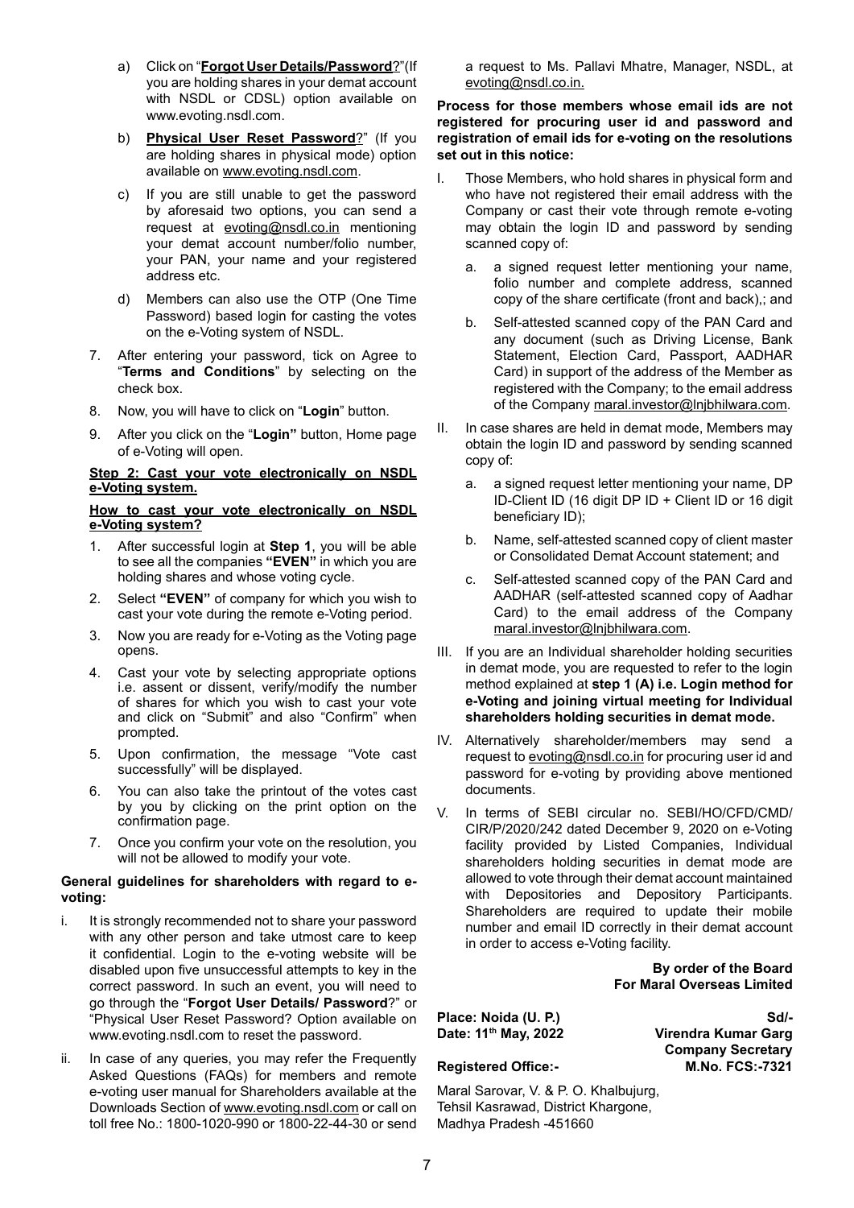a) Click on "**Forgot User Details/Password**?"(If you are holding shares in your demat account with NSDL or CDSL) option available on www.evoting.nsdl.com.

b) **Physical User Reset Password**?" (If you are holding shares in physical mode) option available on www.evoting.nsdl.com.

c) If you are still unable to get the password by aforesaid two options, you can send a request at evoting@nsdl.co.in mentioning your demat account number/folio number, your PAN, your name and your registered address etc.

d) Members can also use the OTP (One Time Password) based login for casting the votes on the e-Voting system of NSDL.

7. After entering your password, tick on Agree to "**Terms and Conditions**" by selecting on the check box.

8. Now, you will have to click on "**Login**" button.

9. After you click on the "**Login"** button, Home page of e-Voting will open.

**Step 2: Cast your vote electronically on NSDL e-Voting system.**

**How to cast your vote electronically on NSDL e-Voting system?**

1. After successful login at **Step 1**, you will be able to see all the companies **"EVEN"** in which you are holding shares and whose voting cycle.
2. Select **"EVEN"** of company for which you wish to cast your vote during the remote e-Voting period.
3. Now you are ready for e-Voting as the Voting page opens.
4. Cast your vote by selecting appropriate options i.e. assent or dissent, verify/modify the number of shares for which you wish to cast your vote and click on "Submit" and also "Confirm" when prompted.
5. Upon confirmation, the message "Vote cast successfully" will be displayed.
6. You can also take the printout of the votes cast by you by clicking on the print option on the confirmation page.
7. Once you confirm your vote on the resolution, you will not be allowed to modify your vote.

**General guidelines for shareholders with regard to e-voting:**

i. It is strongly recommended not to share your password with any other person and take utmost care to keep it confidential. Login to the e-voting website will be disabled upon five unsuccessful attempts to key in the correct password. In such an event, you will need to go through the "**Forgot User Details/ Password**?" or "Physical User Reset Password? Option available on www.evoting.nsdl.com to reset the password.

ii. In case of any queries, you may refer the Frequently Asked Questions (FAQs) for members and remote e-voting user manual for Shareholders available at the Downloads Section of www.evoting.nsdl.com or call on toll free No.: 1800-1020-990 or 1800-22-44-30 or send a request to Ms. Pallavi Mhatre, Manager, NSDL, at evoting@nsdl.co.in.

**Process for those members whose email ids are not registered for procuring user id and password and registration of email ids for e-voting on the resolutions set out in this notice:**

I. Those Members, who hold shares in physical form and who have not registered their email address with the Company or cast their vote through remote e-voting may obtain the login ID and password by sending scanned copy of:

   a. a signed request letter mentioning your name, folio number and complete address, scanned copy of the share certificate (front and back),; and

   b. Self-attested scanned copy of the PAN Card and any document (such as Driving License, Bank Statement, Election Card, Passport, AADHAR Card) in support of the address of the Member as registered with the Company; to the email address of the Company maral.investor@lnjbhilwara.com.

II. In case shares are held in demat mode, Members may obtain the login ID and password by sending scanned copy of:

   a. a signed request letter mentioning your name, DP ID-Client ID (16 digit DP ID + Client ID or 16 digit beneficiary ID);

   b. Name, self-attested scanned copy of client master or Consolidated Demat Account statement; and

   c. Self-attested scanned copy of the PAN Card and AADHAR (self-attested scanned copy of Aadhar Card) to the email address of the Company maral.investor@lnjbhilwara.com.

III. If you are an Individual shareholder holding securities in demat mode, you are requested to refer to the login method explained at **step 1 (A) i.e. Login method for e-Voting and joining virtual meeting for Individual shareholders holding securities in demat mode.**

IV. Alternatively shareholder/members may send a request to evoting@nsdl.co.in for procuring user id and password for e-voting by providing above mentioned documents.

V. In terms of SEBI circular no. SEBI/HO/CFD/CMD/CIR/P/2020/242 dated December 9, 2020 on e-Voting facility provided by Listed Companies, Individual shareholders holding securities in demat mode are allowed to vote through their demat account maintained with Depositories and Depository Participants. Shareholders are required to update their mobile number and email ID correctly in their demat account in order to access e-Voting facility.

**By order of the Board**
**For Maral Overseas Limited**

**Place: Noida (U. P.)**
**Date: 11th May, 2022**

**Sd/-**
**Virendra Kumar Garg**
**Company Secretary**
**M.No. FCS:-7321**

**Registered Office:-**

Maral Sarovar, V. & P. O. Khalbujurg,
Tehsil Kasrawad, District Khargone,
Madhya Pradesh -451660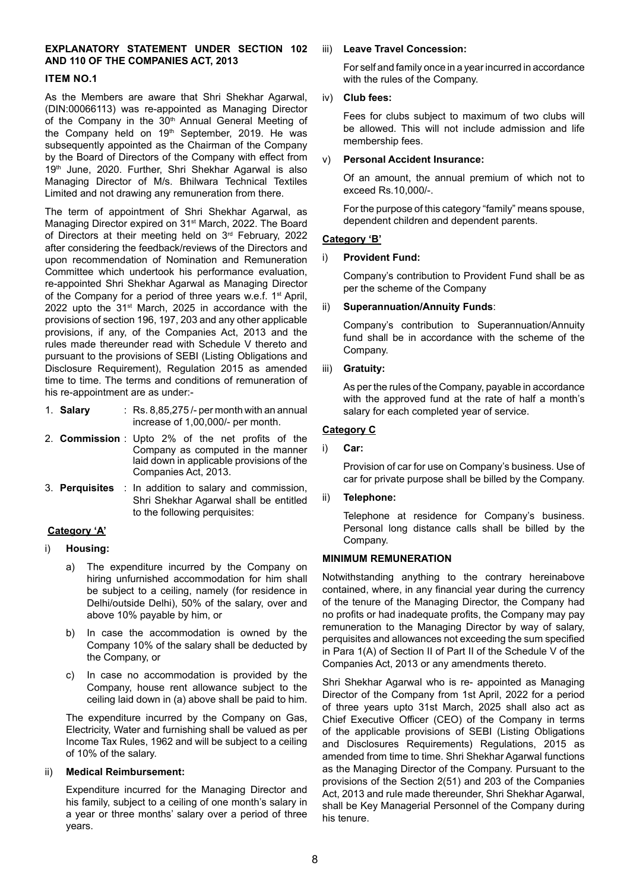**EXPLANATORY STATEMENT UNDER SECTION 102 AND 110 OF THE COMPANIES ACT, 2013**

**ITEM NO.1**

As the Members are aware that Shri Shekhar Agarwal, (DIN:00066113) was re-appointed as Managing Director of the Company in the 30th Annual General Meeting of the Company held on 19th September, 2019. He was subsequently appointed as the Chairman of the Company by the Board of Directors of the Company with effect from 19th June, 2020. Further, Shri Shekhar Agarwal is also Managing Director of M/s. Bhilwara Technical Textiles Limited and not drawing any remuneration from there.

The term of appointment of Shri Shekhar Agarwal, as Managing Director expired on 31st March, 2022. The Board of Directors at their meeting held on 3rd February, 2022 after considering the feedback/reviews of the Directors and upon recommendation of Nomination and Remuneration Committee which undertook his performance evaluation, re-appointed Shri Shekhar Agarwal as Managing Director of the Company for a period of three years w.e.f. 1st April, 2022 upto the 31st March, 2025 in accordance with the provisions of section 196, 197, 203 and any other applicable provisions, if any, of the Companies Act, 2013 and the rules made thereunder read with Schedule V thereto and pursuant to the provisions of SEBI (Listing Obligations and Disclosure Requirement), Regulation 2015 as amended time to time. The terms and conditions of remuneration of his re-appointment are as under:-

1. **Salary** : Rs. 8,85,275 /- per month with an annual increase of 1,00,000/- per month.
2. **Commission** : Upto 2% of the net profits of the Company as computed in the manner laid down in applicable provisions of the Companies Act, 2013.
3. **Perquisites** : In addition to salary and commission, Shri Shekhar Agarwal shall be entitled to the following perquisites:

**Category 'A'**

i) **Housing:**

   a) The expenditure incurred by the Company on hiring unfurnished accommodation for him shall be subject to a ceiling, namely (for residence in Delhi/outside Delhi), 50% of the salary, over and above 10% payable by him, or

   b) In case the accommodation is owned by the Company 10% of the salary shall be deducted by the Company, or

   c) In case no accommodation is provided by the Company, house rent allowance subject to the ceiling laid down in (a) above shall be paid to him.

   The expenditure incurred by the Company on Gas, Electricity, Water and furnishing shall be valued as per Income Tax Rules, 1962 and will be subject to a ceiling of 10% of the salary.

ii) **Medical Reimbursement:**

   Expenditure incurred for the Managing Director and his family, subject to a ceiling of one month's salary in a year or three months' salary over a period of three years.

iii) **Leave Travel Concession:**

   For self and family once in a year incurred in accordance with the rules of the Company.

iv) **Club fees:**

   Fees for clubs subject to maximum of two clubs will be allowed. This will not include admission and life membership fees.

v) **Personal Accident Insurance:**

   Of an amount, the annual premium of which not to exceed Rs.10,000/-.

   For the purpose of this category "family" means spouse, dependent children and dependent parents.

**Category 'B'**

i) **Provident Fund:**

   Company's contribution to Provident Fund shall be as per the scheme of the Company

ii) **Superannuation/Annuity Funds**:

   Company's contribution to Superannuation/Annuity fund shall be in accordance with the scheme of the Company.

iii) **Gratuity:**

   As per the rules of the Company, payable in accordance with the approved fund at the rate of half a month's salary for each completed year of service.

**Category C**

i) **Car:**

   Provision of car for use on Company's business. Use of car for private purpose shall be billed by the Company.

ii) **Telephone:**

   Telephone at residence for Company's business. Personal long distance calls shall be billed by the Company.

**MINIMUM REMUNERATION**

Notwithstanding anything to the contrary hereinabove contained, where, in any financial year during the currency of the tenure of the Managing Director, the Company had no profits or had inadequate profits, the Company may pay remuneration to the Managing Director by way of salary, perquisites and allowances not exceeding the sum specified in Para 1(A) of Section II of Part II of the Schedule V of the Companies Act, 2013 or any amendments thereto.

Shri Shekhar Agarwal who is re- appointed as Managing Director of the Company from 1st April, 2022 for a period of three years upto 31st March, 2025 shall also act as Chief Executive Officer (CEO) of the Company in terms of the applicable provisions of SEBI (Listing Obligations and Disclosures Requirements) Regulations, 2015 as amended from time to time. Shri Shekhar Agarwal functions as the Managing Director of the Company. Pursuant to the provisions of the Section 2(51) and 203 of the Companies Act, 2013 and rule made thereunder, Shri Shekhar Agarwal, shall be Key Managerial Personnel of the Company during his tenure.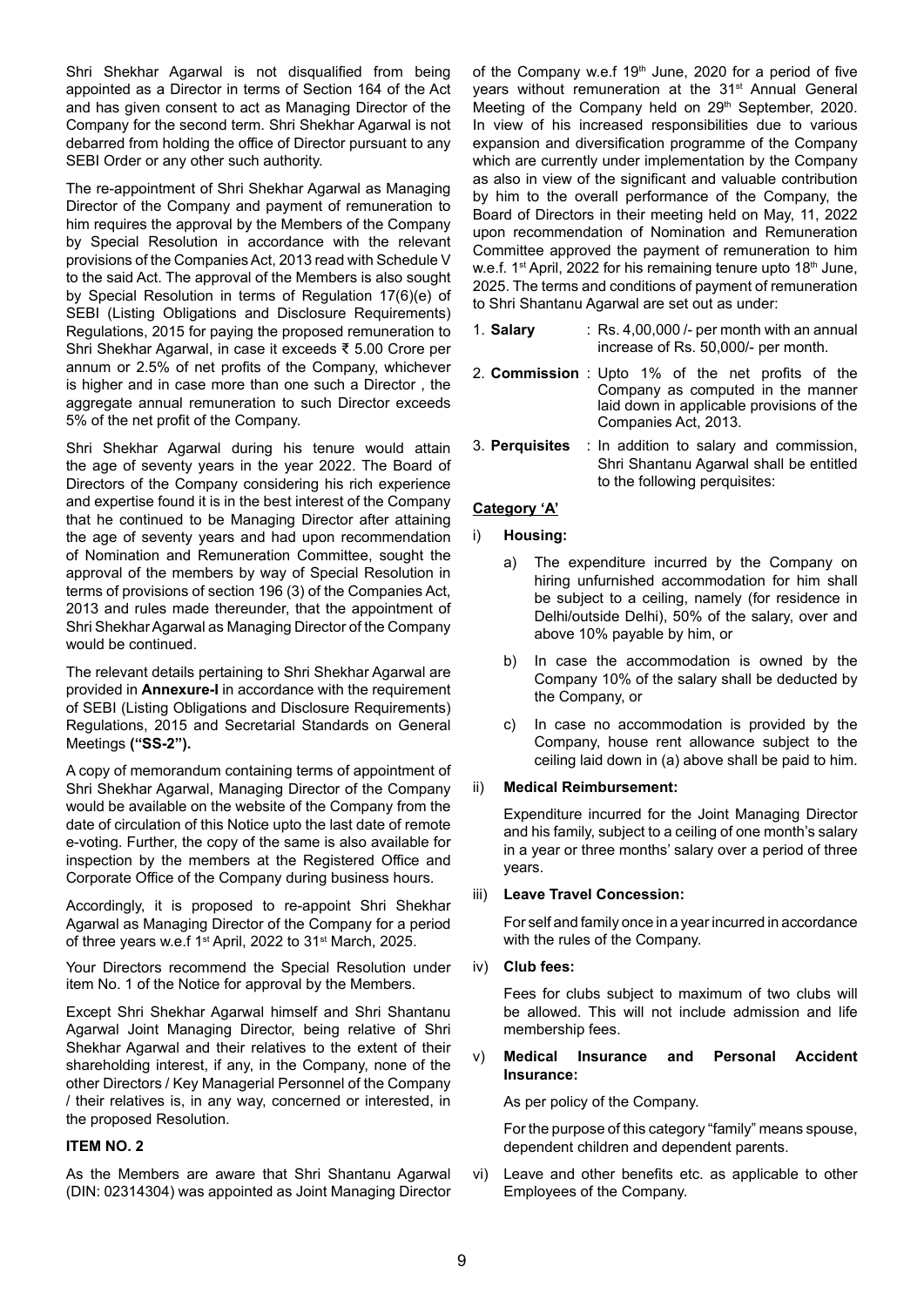Shri Shekhar Agarwal is not disqualified from being appointed as a Director in terms of Section 164 of the Act and has given consent to act as Managing Director of the Company for the second term. Shri Shekhar Agarwal is not debarred from holding the office of Director pursuant to any SEBI Order or any other such authority.

The re-appointment of Shri Shekhar Agarwal as Managing Director of the Company and payment of remuneration to him requires the approval by the Members of the Company by Special Resolution in accordance with the relevant provisions of the Companies Act, 2013 read with Schedule V to the said Act. The approval of the Members is also sought by Special Resolution in terms of Regulation 17(6)(e) of SEBI (Listing Obligations and Disclosure Requirements) Regulations, 2015 for paying the proposed remuneration to Shri Shekhar Agarwal, in case it exceeds ₹ 5.00 Crore per annum or 2.5% of net profits of the Company, whichever is higher and in case more than one such a Director , the aggregate annual remuneration to such Director exceeds 5% of the net profit of the Company.

Shri Shekhar Agarwal during his tenure would attain the age of seventy years in the year 2022. The Board of Directors of the Company considering his rich experience and expertise found it is in the best interest of the Company that he continued to be Managing Director after attaining the age of seventy years and had upon recommendation of Nomination and Remuneration Committee, sought the approval of the members by way of Special Resolution in terms of provisions of section 196 (3) of the Companies Act, 2013 and rules made thereunder, that the appointment of Shri Shekhar Agarwal as Managing Director of the Company would be continued.

The relevant details pertaining to Shri Shekhar Agarwal are provided in **Annexure-I** in accordance with the requirement of SEBI (Listing Obligations and Disclosure Requirements) Regulations, 2015 and Secretarial Standards on General Meetings **("SS-2").**

A copy of memorandum containing terms of appointment of Shri Shekhar Agarwal, Managing Director of the Company would be available on the website of the Company from the date of circulation of this Notice upto the last date of remote e-voting. Further, the copy of the same is also available for inspection by the members at the Registered Office and Corporate Office of the Company during business hours.

Accordingly, it is proposed to re-appoint Shri Shekhar Agarwal as Managing Director of the Company for a period of three years w.e.f 1st April, 2022 to 31st March, 2025.

Your Directors recommend the Special Resolution under item No. 1 of the Notice for approval by the Members.

Except Shri Shekhar Agarwal himself and Shri Shantanu Agarwal Joint Managing Director, being relative of Shri Shekhar Agarwal and their relatives to the extent of their shareholding interest, if any, in the Company, none of the other Directors / Key Managerial Personnel of the Company / their relatives is, in any way, concerned or interested, in the proposed Resolution.

**ITEM NO. 2**

As the Members are aware that Shri Shantanu Agarwal (DIN: 02314304) was appointed as Joint Managing Director of the Company w.e.f 19th June, 2020 for a period of five years without remuneration at the 31st Annual General Meeting of the Company held on 29th September, 2020. In view of his increased responsibilities due to various expansion and diversification programme of the Company which are currently under implementation by the Company as also in view of the significant and valuable contribution by him to the overall performance of the Company, the Board of Directors in their meeting held on May, 11, 2022 upon recommendation of Nomination and Remuneration Committee approved the payment of remuneration to him w.e.f. 1st April, 2022 for his remaining tenure upto 18th June, 2025. The terms and conditions of payment of remuneration to Shri Shantanu Agarwal are set out as under:

1. **Salary** : Rs. 4,00,000 /- per month with an annual increase of Rs. 50,000/- per month.
2. **Commission** : Upto 1% of the net profits of the Company as computed in the manner laid down in applicable provisions of the Companies Act, 2013.
3. **Perquisites** : In addition to salary and commission, Shri Shantanu Agarwal shall be entitled to the following perquisites:

**Category 'A'**

i) **Housing:**

   a) The expenditure incurred by the Company on hiring unfurnished accommodation for him shall be subject to a ceiling, namely (for residence in Delhi/outside Delhi), 50% of the salary, over and above 10% payable by him, or

   b) In case the accommodation is owned by the Company 10% of the salary shall be deducted by the Company, or

   c) In case no accommodation is provided by the Company, house rent allowance subject to the ceiling laid down in (a) above shall be paid to him.

ii) **Medical Reimbursement:**

   Expenditure incurred for the Joint Managing Director and his family, subject to a ceiling of one month's salary in a year or three months' salary over a period of three years.

iii) **Leave Travel Concession:**

   For self and family once in a year incurred in accordance with the rules of the Company.

iv) **Club fees:**

   Fees for clubs subject to maximum of two clubs will be allowed. This will not include admission and life membership fees.

v) **Medical Insurance and Personal Accident Insurance:**

   As per policy of the Company.

   For the purpose of this category "family" means spouse, dependent children and dependent parents.

vi) Leave and other benefits etc. as applicable to other Employees of the Company.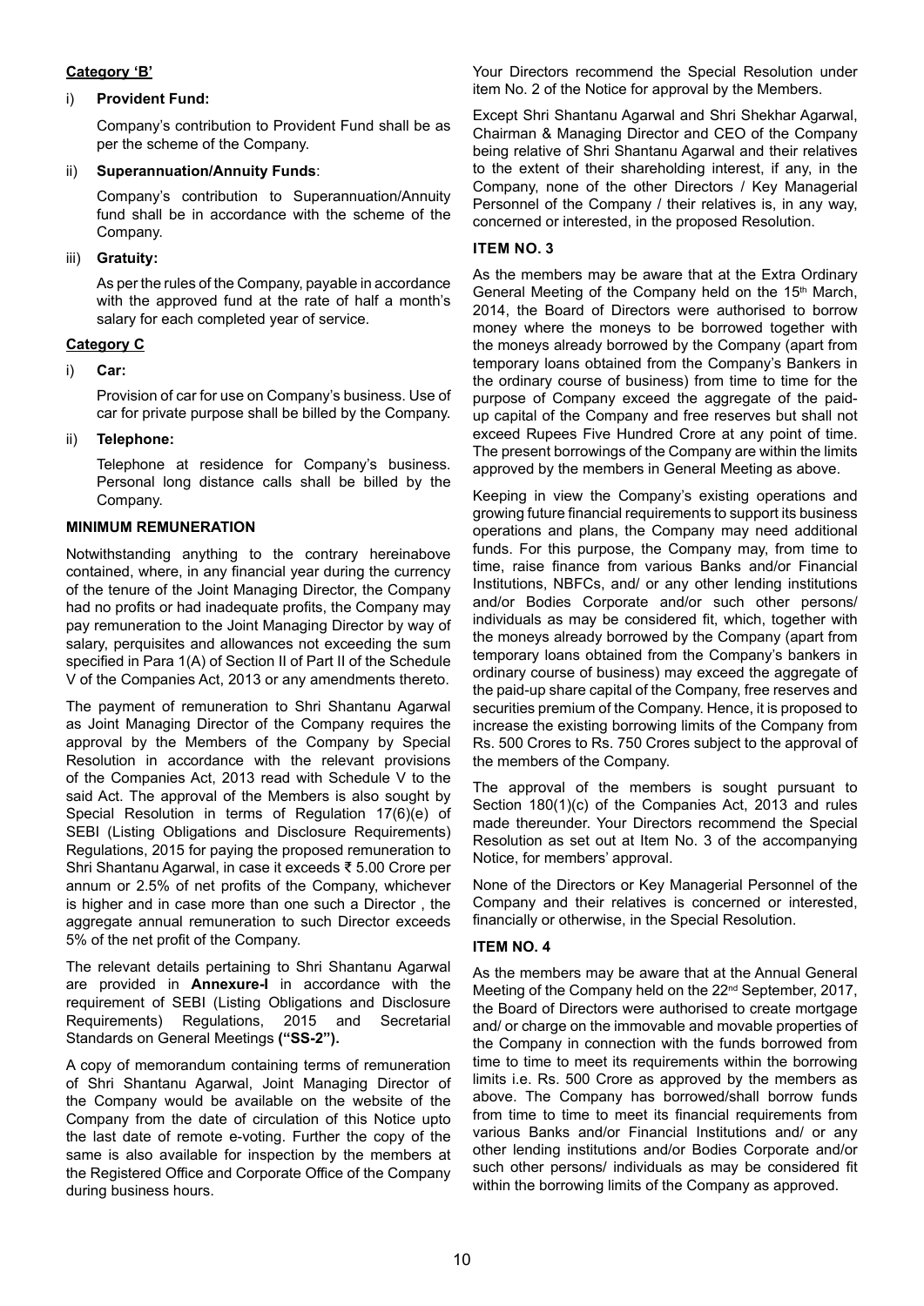**Category 'B'**

i) **Provident Fund:**

Company's contribution to Provident Fund shall be as per the scheme of the Company.

ii) **Superannuation/Annuity Funds**:

Company's contribution to Superannuation/Annuity fund shall be in accordance with the scheme of the Company.

iii) **Gratuity:**

As per the rules of the Company, payable in accordance with the approved fund at the rate of half a month's salary for each completed year of service.

**Category C**

i) **Car:**

Provision of car for use on Company's business. Use of car for private purpose shall be billed by the Company.

ii) **Telephone:**

Telephone at residence for Company's business. Personal long distance calls shall be billed by the Company.

**MINIMUM REMUNERATION**

Notwithstanding anything to the contrary hereinabove contained, where, in any financial year during the currency of the tenure of the Joint Managing Director, the Company had no profits or had inadequate profits, the Company may pay remuneration to the Joint Managing Director by way of salary, perquisites and allowances not exceeding the sum specified in Para 1(A) of Section II of Part II of the Schedule V of the Companies Act, 2013 or any amendments thereto.

The payment of remuneration to Shri Shantanu Agarwal as Joint Managing Director of the Company requires the approval by the Members of the Company by Special Resolution in accordance with the relevant provisions of the Companies Act, 2013 read with Schedule V to the said Act. The approval of the Members is also sought by Special Resolution in terms of Regulation 17(6)(e) of SEBI (Listing Obligations and Disclosure Requirements) Regulations, 2015 for paying the proposed remuneration to Shri Shantanu Agarwal, in case it exceeds ₹ 5.00 Crore per annum or 2.5% of net profits of the Company, whichever is higher and in case more than one such a Director , the aggregate annual remuneration to such Director exceeds 5% of the net profit of the Company.

The relevant details pertaining to Shri Shantanu Agarwal are provided in **Annexure-I** in accordance with the requirement of SEBI (Listing Obligations and Disclosure Requirements) Regulations, 2015 and Secretarial Standards on General Meetings **("SS-2").**

A copy of memorandum containing terms of remuneration of Shri Shantanu Agarwal, Joint Managing Director of the Company would be available on the website of the Company from the date of circulation of this Notice upto the last date of remote e-voting. Further the copy of the same is also available for inspection by the members at the Registered Office and Corporate Office of the Company during business hours.

Your Directors recommend the Special Resolution under item No. 2 of the Notice for approval by the Members.

Except Shri Shantanu Agarwal and Shri Shekhar Agarwal, Chairman & Managing Director and CEO of the Company being relative of Shri Shantanu Agarwal and their relatives to the extent of their shareholding interest, if any, in the Company, none of the other Directors / Key Managerial Personnel of the Company / their relatives is, in any way, concerned or interested, in the proposed Resolution.

**ITEM NO. 3**

As the members may be aware that at the Extra Ordinary General Meeting of the Company held on the 15th March, 2014, the Board of Directors were authorised to borrow money where the moneys to be borrowed together with the moneys already borrowed by the Company (apart from temporary loans obtained from the Company's Bankers in the ordinary course of business) from time to time for the purpose of Company exceed the aggregate of the paid-up capital of the Company and free reserves but shall not exceed Rupees Five Hundred Crore at any point of time. The present borrowings of the Company are within the limits approved by the members in General Meeting as above.

Keeping in view the Company's existing operations and growing future financial requirements to support its business operations and plans, the Company may need additional funds. For this purpose, the Company may, from time to time, raise finance from various Banks and/or Financial Institutions, NBFCs, and/ or any other lending institutions and/or Bodies Corporate and/or such other persons/ individuals as may be considered fit, which, together with the moneys already borrowed by the Company (apart from temporary loans obtained from the Company's bankers in ordinary course of business) may exceed the aggregate of the paid-up share capital of the Company, free reserves and securities premium of the Company. Hence, it is proposed to increase the existing borrowing limits of the Company from Rs. 500 Crores to Rs. 750 Crores subject to the approval of the members of the Company.

The approval of the members is sought pursuant to Section 180(1)(c) of the Companies Act, 2013 and rules made thereunder. Your Directors recommend the Special Resolution as set out at Item No. 3 of the accompanying Notice, for members' approval.

None of the Directors or Key Managerial Personnel of the Company and their relatives is concerned or interested, financially or otherwise, in the Special Resolution.

**ITEM NO. 4**

As the members may be aware that at the Annual General Meeting of the Company held on the 22nd September, 2017, the Board of Directors were authorised to create mortgage and/ or charge on the immovable and movable properties of the Company in connection with the funds borrowed from time to time to meet its requirements within the borrowing limits i.e. Rs. 500 Crore as approved by the members as above. The Company has borrowed/shall borrow funds from time to time to meet its financial requirements from various Banks and/or Financial Institutions and/ or any other lending institutions and/or Bodies Corporate and/or such other persons/ individuals as may be considered fit within the borrowing limits of the Company as approved.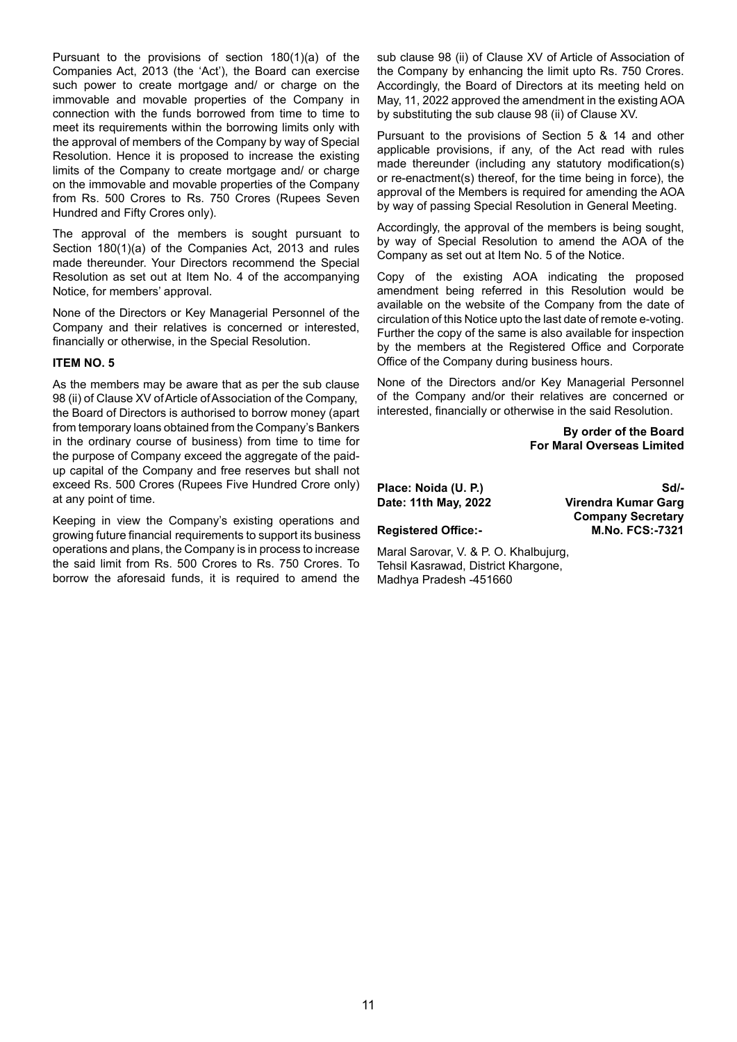Pursuant to the provisions of section 180(1)(a) of the Companies Act, 2013 (the 'Act'), the Board can exercise such power to create mortgage and/ or charge on the immovable and movable properties of the Company in connection with the funds borrowed from time to time to meet its requirements within the borrowing limits only with the approval of members of the Company by way of Special Resolution. Hence it is proposed to increase the existing limits of the Company to create mortgage and/ or charge on the immovable and movable properties of the Company from Rs. 500 Crores to Rs. 750 Crores (Rupees Seven Hundred and Fifty Crores only).

The approval of the members is sought pursuant to Section 180(1)(a) of the Companies Act, 2013 and rules made thereunder. Your Directors recommend the Special Resolution as set out at Item No. 4 of the accompanying Notice, for members' approval.

None of the Directors or Key Managerial Personnel of the Company and their relatives is concerned or interested, financially or otherwise, in the Special Resolution.

**ITEM NO. 5**

As the members may be aware that as per the sub clause 98 (ii) of Clause XV of Article of Association of the Company, the Board of Directors is authorised to borrow money (apart from temporary loans obtained from the Company's Bankers in the ordinary course of business) from time to time for the purpose of Company exceed the aggregate of the paid-up capital of the Company and free reserves but shall not exceed Rs. 500 Crores (Rupees Five Hundred Crore only) at any point of time.

Keeping in view the Company's existing operations and growing future financial requirements to support its business operations and plans, the Company is in process to increase the said limit from Rs. 500 Crores to Rs. 750 Crores. To borrow the aforesaid funds, it is required to amend the sub clause 98 (ii) of Clause XV of Article of Association of the Company by enhancing the limit upto Rs. 750 Crores. Accordingly, the Board of Directors at its meeting held on May, 11, 2022 approved the amendment in the existing AOA by substituting the sub clause 98 (ii) of Clause XV.

Pursuant to the provisions of Section 5 & 14 and other applicable provisions, if any, of the Act read with rules made thereunder (including any statutory modification(s) or re-enactment(s) thereof, for the time being in force), the approval of the Members is required for amending the AOA by way of passing Special Resolution in General Meeting.

Accordingly, the approval of the members is being sought, by way of Special Resolution to amend the AOA of the Company as set out at Item No. 5 of the Notice.

Copy of the existing AOA indicating the proposed amendment being referred in this Resolution would be available on the website of the Company from the date of circulation of this Notice upto the last date of remote e-voting. Further the copy of the same is also available for inspection by the members at the Registered Office and Corporate Office of the Company during business hours.

None of the Directors and/or Key Managerial Personnel of the Company and/or their relatives are concerned or interested, financially or otherwise in the said Resolution.

**By order of the Board**
**For Maral Overseas Limited**

**Place: Noida (U. P.)**
**Date: 11th May, 2022**

**Sd/-**
**Virendra Kumar Garg**
**Company Secretary**
**M.No. FCS:-7321**

**Registered Office:-**

Maral Sarovar, V. & P. O. Khalbujurg,
Tehsil Kasrawad, District Khargone,
Madhya Pradesh -451660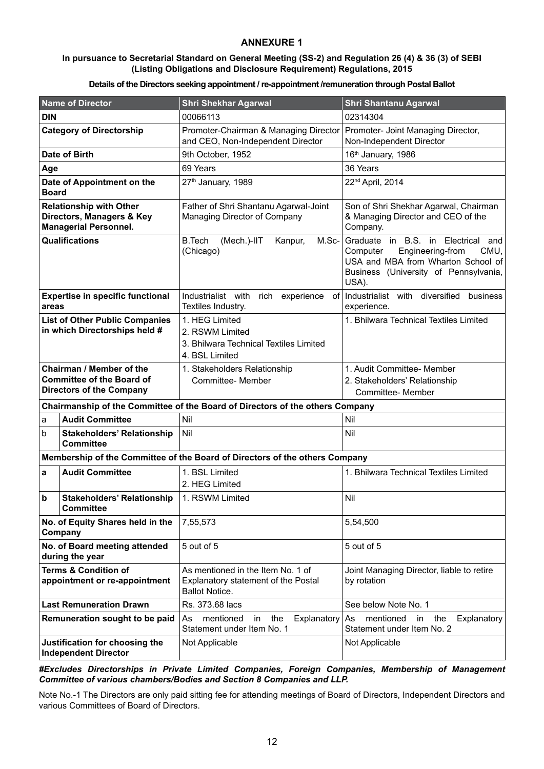## ANNEXURE 1

**In pursuance to Secretarial Standard on General Meeting (SS-2) and Regulation 26 (4) & 36 (3) of SEBI (Listing Obligations and Disclosure Requirement) Regulations, 2015**

**Details of the Directors seeking appointment / re-appointment /remuneration through Postal Ballot**

| Name of Director | | Shri Shekhar Agarwal | Shri Shantanu Agarwal |
|---|---|---|---|
| **DIN** | | 00066113 | 02314304 |
| **Category of Directorship** | | Promoter-Chairman & Managing Director and CEO, Non-Independent Director | Promoter- Joint Managing Director, Non-Independent Director |
| **Date of Birth** | | 9th October, 1952 | 16th January, 1986 |
| **Age** | | 69 Years | 36 Years |
| **Date of Appointment on the Board** | | 27th January, 1989 | 22nd April, 2014 |
| **Relationship with Other Directors, Managers & Key Managerial Personnel.** | | Father of Shri Shantanu Agarwal-Joint Managing Director of Company | Son of Shri Shekhar Agarwal, Chairman & Managing Director and CEO of the Company. |
| **Qualifications** | | B.Tech (Mech.)-IIT Kanpur, M.Sc-(Chicago) | Graduate in B.S. in Electrical and Computer Engineering-from CMU, USA and MBA from Wharton School of Business (University of Pennsylvania, USA). |
| **Expertise in specific functional areas** | | Industrialist with rich experience of Textiles Industry. | Industrialist with diversified business experience. |
| **List of Other Public Companies in which Directorships held #** | | 1. HEG Limited<br>2. RSWM Limited<br>3. Bhilwara Technical Textiles Limited<br>4. BSL Limited | 1. Bhilwara Technical Textiles Limited |
| **Chairman / Member of the Committee of the Board of Directors of the Company** | | 1. Stakeholders Relationship Committee- Member | 1. Audit Committee- Member<br>2. Stakeholders' Relationship Committee- Member |
| **Chairmanship of the Committee of the Board of Directors of the others Company** | | | |
| a | **Audit Committee** | Nil | Nil |
| b | **Stakeholders' Relationship Committee** | Nil | Nil |
| **Membership of the Committee of the Board of Directors of the others Company** | | | |
| **a** | **Audit Committee** | 1. BSL Limited<br>2. HEG Limited | 1. Bhilwara Technical Textiles Limited |
| **b** | **Stakeholders' Relationship Committee** | 1. RSWM Limited | Nil |
| **No. of Equity Shares held in the Company** | | 7,55,573 | 5,54,500 |
| **No. of Board meeting attended during the year** | | 5 out of 5 | 5 out of 5 |
| **Terms & Condition of appointment or re-appointment** | | As mentioned in the Item No. 1 of Explanatory statement of the Postal Ballot Notice. | Joint Managing Director, liable to retire by rotation |
| **Last Remuneration Drawn** | | Rs. 373.68 lacs | See below Note No. 1 |
| **Remuneration sought to be paid** | | As mentioned in the Explanatory Statement under Item No. 1 | As mentioned in the Explanatory Statement under Item No. 2 |
| **Justification for choosing the Independent Director** | | Not Applicable | Not Applicable |

***#Excludes Directorships in Private Limited Companies, Foreign Companies, Membership of Management Committee of various chambers/Bodies and Section 8 Companies and LLP.***

Note No.-1 The Directors are only paid sitting fee for attending meetings of Board of Directors, Independent Directors and various Committees of Board of Directors.